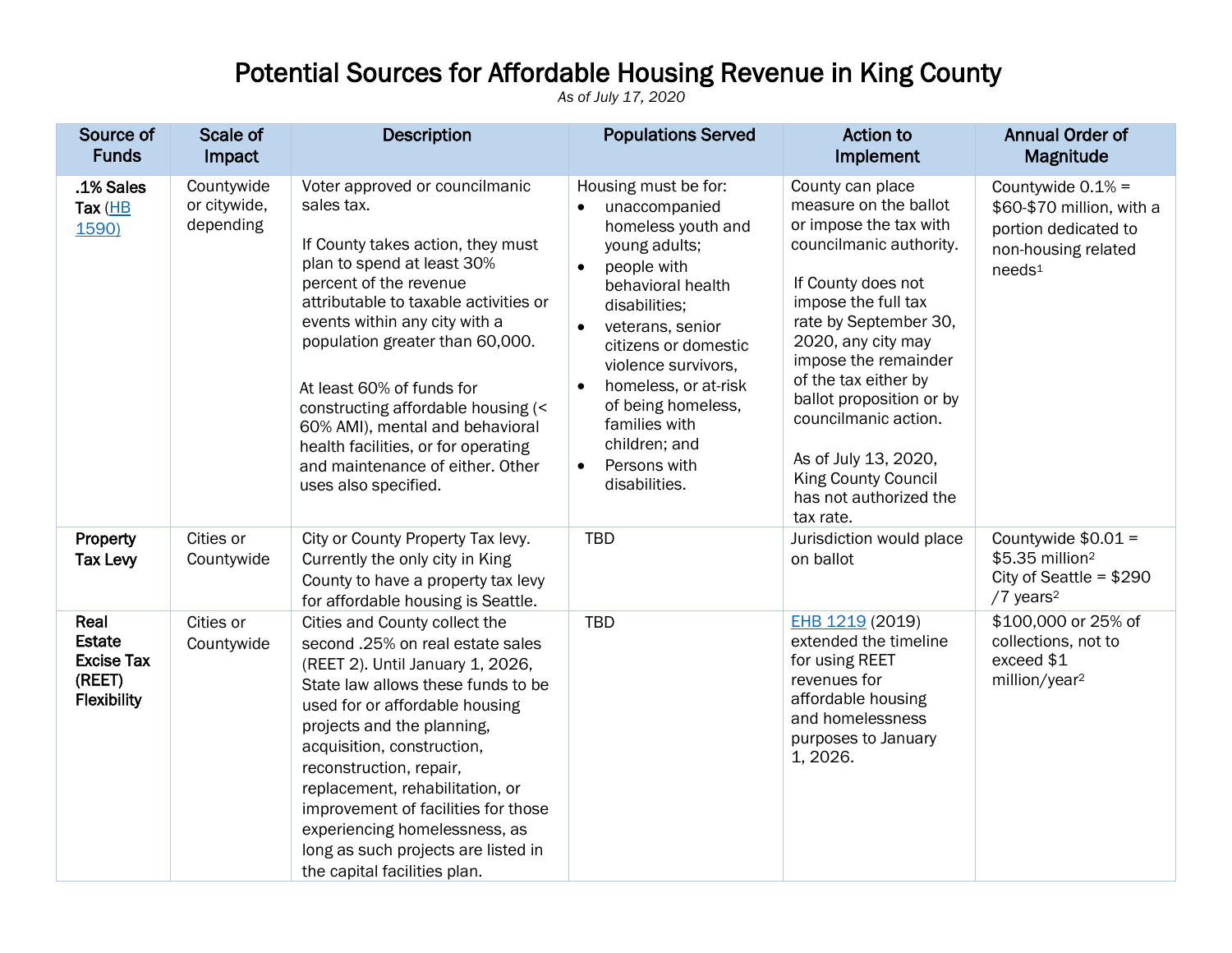# Potential Sources for Affordable Housing Revenue in King County

*As of July 17, 2020*

| Source of Funds | Scale of Impact | Description | Populations Served | Action to Implement | Annual Order of Magnitude |
|---|---|---|---|---|---|
| **.1% Sales Tax** (HB 1590) | Countywide or citywide, depending | Voter approved or councilmanic sales tax.<br><br>If County takes action, they must plan to spend at least 30% percent of the revenue attributable to taxable activities or events within any city with a population greater than 60,000.<br><br>At least 60% of funds for constructing affordable housing (< 60% AMI), mental and behavioral health facilities, or for operating and maintenance of either. Other uses also specified. | Housing must be for:<br>• unaccompanied homeless youth and young adults;<br>• people with behavioral health disabilities;<br>• veterans, senior citizens or domestic violence survivors,<br>• homeless, or at-risk of being homeless, families with children; and<br>• Persons with disabilities. | County can place measure on the ballot or impose the tax with councilmanic authority.<br><br>If County does not impose the full tax rate by September 30, 2020, any city may impose the remainder of the tax either by ballot proposition or by councilmanic action.<br><br>As of July 13, 2020, King County Council has not authorized the tax rate. | Countywide 0.1% = $60-$70 million, with a portion dedicated to non-housing related needs[1] |
| **Property Tax Levy** | Cities or Countywide | City or County Property Tax levy. Currently the only city in King County to have a property tax levy for affordable housing is Seattle. | TBD | Jurisdiction would place on ballot | Countywide $0.01 = $5.35 million[2]<br>City of Seattle = $290 /7 years[2] |
| **Real Estate Excise Tax (REET) Flexibility** | Cities or Countywide | Cities and County collect the second .25% on real estate sales (REET 2). Until January 1, 2026, State law allows these funds to be used for or affordable housing projects and the planning, acquisition, construction, reconstruction, repair, replacement, rehabilitation, or improvement of facilities for those experiencing homelessness, as long as such projects are listed in the capital facilities plan. | TBD | EHB 1219 (2019) extended the timeline for using REET revenues for affordable housing and homelessness purposes to January 1, 2026. | $100,000 or 25% of collections, not to exceed $1 million/year[2] |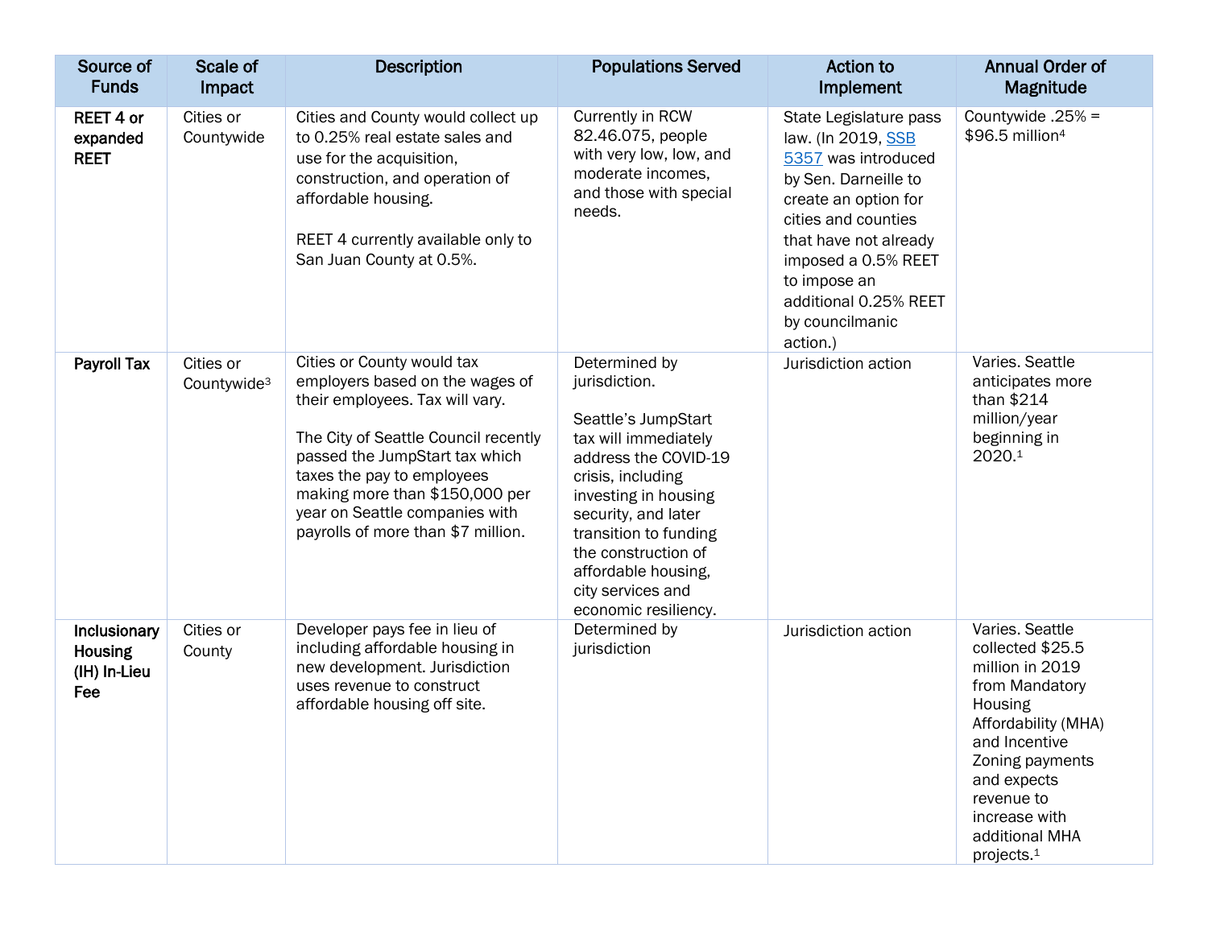| Source of Funds | Scale of Impact | Description | Populations Served | Action to Implement | Annual Order of Magnitude |
|---|---|---|---|---|---|
| **REET 4 or expanded REET** | Cities or Countywide | Cities and County would collect up to 0.25% real estate sales and use for the acquisition, construction, and operation of affordable housing.<br><br>REET 4 currently available only to San Juan County at 0.5%. | Currently in RCW 82.46.075, people with very low, low, and moderate incomes, and those with special needs. | State Legislature pass law. (In 2019, SSB 5357 was introduced by Sen. Darneille to create an option for cities and counties that have not already imposed a 0.5% REET to impose an additional 0.25% REET by councilmanic action.) | Countywide .25% = $96.5 million[4] |
| **Payroll Tax** | Cities or Countywide[3] | Cities or County would tax employers based on the wages of their employees. Tax will vary.<br><br>The City of Seattle Council recently passed the JumpStart tax which taxes the pay to employees making more than $150,000 per year on Seattle companies with payrolls of more than $7 million. | Determined by jurisdiction.<br><br>Seattle's JumpStart tax will immediately address the COVID-19 crisis, including investing in housing security, and later transition to funding the construction of affordable housing, city services and economic resiliency. | Jurisdiction action | Varies. Seattle anticipates more than $214 million/year beginning in 2020.[1] |
| **Inclusionary Housing (IH) In-Lieu Fee** | Cities or County | Developer pays fee in lieu of including affordable housing in new development. Jurisdiction uses revenue to construct affordable housing off site. | Determined by jurisdiction | Jurisdiction action | Varies. Seattle collected $25.5 million in 2019 from Mandatory Housing Affordability (MHA) and Incentive Zoning payments and expects revenue to increase with additional MHA projects.[1] |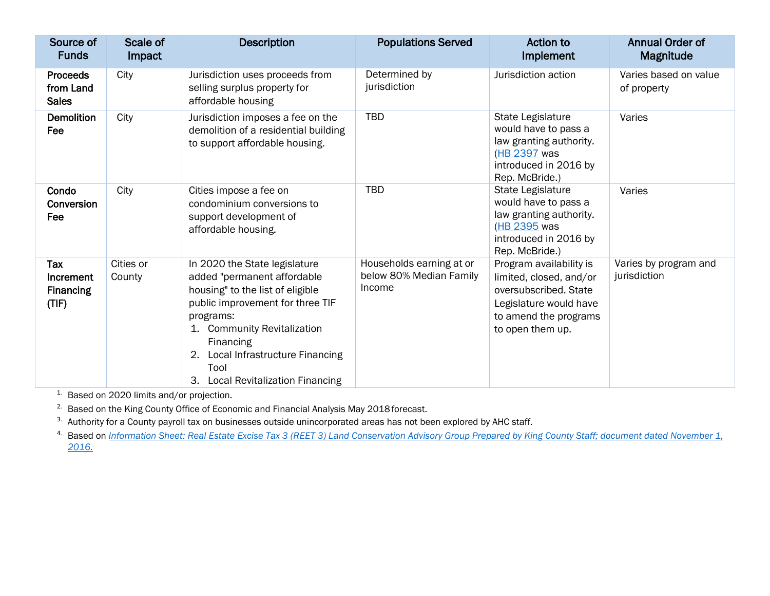| Source of Funds | Scale of Impact | Description | Populations Served | Action to Implement | Annual Order of Magnitude |
|---|---|---|---|---|---|
| **Proceeds from Land Sales** | City | Jurisdiction uses proceeds from selling surplus property for affordable housing | Determined by jurisdiction | Jurisdiction action | Varies based on value of property |
| **Demolition Fee** | City | Jurisdiction imposes a fee on the demolition of a residential building to support affordable housing. | TBD | State Legislature would have to pass a law granting authority. (HB 2397 was introduced in 2016 by Rep. McBride.) | Varies |
| **Condo Conversion Fee** | City | Cities impose a fee on condominium conversions to support development of affordable housing. | TBD | State Legislature would have to pass a law granting authority. (HB 2395 was introduced in 2016 by Rep. McBride.) | Varies |
| **Tax Increment Financing (TIF)** | Cities or County | In 2020 the State legislature added "permanent affordable housing" to the list of eligible public improvement for three TIF programs: 1. Community Revitalization Financing 2. Local Infrastructure Financing Tool 3. Local Revitalization Financing | Households earning at or below 80% Median Family Income | Program availability is limited, closed, and/or oversubscribed. State Legislature would have to amend the programs to open them up. | Varies by program and jurisdiction |

1. Based on 2020 limits and/or projection.
2. Based on the King County Office of Economic and Financial Analysis May 2018 forecast.
3. Authority for a County payroll tax on businesses outside unincorporated areas has not been explored by AHC staff.
4. Based on *Information Sheet: Real Estate Excise Tax 3 (REET 3) Land Conservation Advisory Group Prepared by King County Staff; document dated November 1, 2016.*